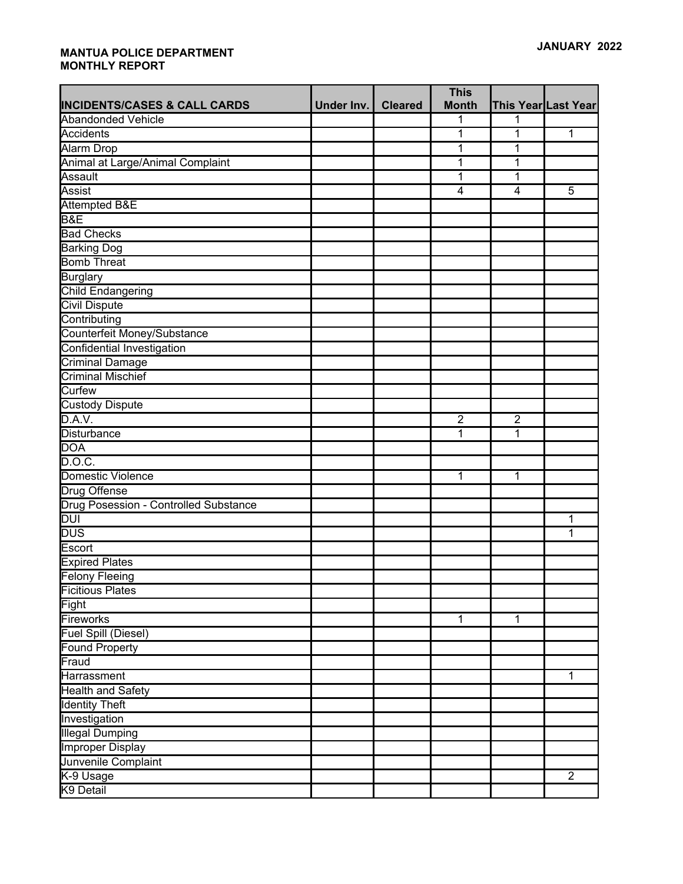**MANTUA POLICE DEPARTMENT**
**MONTHLY REPORT**

**JANUARY 2022**

| INCIDENTS/CASES & CALL CARDS | Under Inv. | Cleared | This Month | This Year | Last Year |
|---|---|---|---|---|---|
| Abandonded Vehicle | | | 1 | 1 | |
| Accidents | | | 1 | 1 | 1 |
| Alarm Drop | | | 1 | 1 | |
| Animal at Large/Animal Complaint | | | 1 | 1 | |
| Assault | | | 1 | 1 | |
| Assist | | | 4 | 4 | 5 |
| Attempted B&E | | | | | |
| B&E | | | | | |
| Bad Checks | | | | | |
| Barking Dog | | | | | |
| Bomb Threat | | | | | |
| Burglary | | | | | |
| Child Endangering | | | | | |
| Civil Dispute | | | | | |
| Contributing | | | | | |
| Counterfeit Money/Substance | | | | | |
| Confidential Investigation | | | | | |
| Criminal Damage | | | | | |
| Criminal Mischief | | | | | |
| Curfew | | | | | |
| Custody Dispute | | | | | |
| D.A.V. | | | 2 | 2 | |
| Disturbance | | | 1 | 1 | |
| DOA | | | | | |
| D.O.C. | | | | | |
| Domestic Violence | | | 1 | 1 | |
| Drug Offense | | | | | |
| Drug Posession - Controlled Substance | | | | | |
| DUI | | | | | 1 |
| DUS | | | | | 1 |
| Escort | | | | | |
| Expired Plates | | | | | |
| Felony Fleeing | | | | | |
| Ficitious Plates | | | | | |
| Fight | | | | | |
| Fireworks | | | 1 | 1 | |
| Fuel Spill (Diesel) | | | | | |
| Found Property | | | | | |
| Fraud | | | | | |
| Harrassment | | | | | 1 |
| Health and Safety | | | | | |
| Identity Theft | | | | | |
| Investigation | | | | | |
| Illegal Dumping | | | | | |
| Improper Display | | | | | |
| Junvenile Complaint | | | | | |
| K-9 Usage | | | | | 2 |
| K9 Detail | | | | | |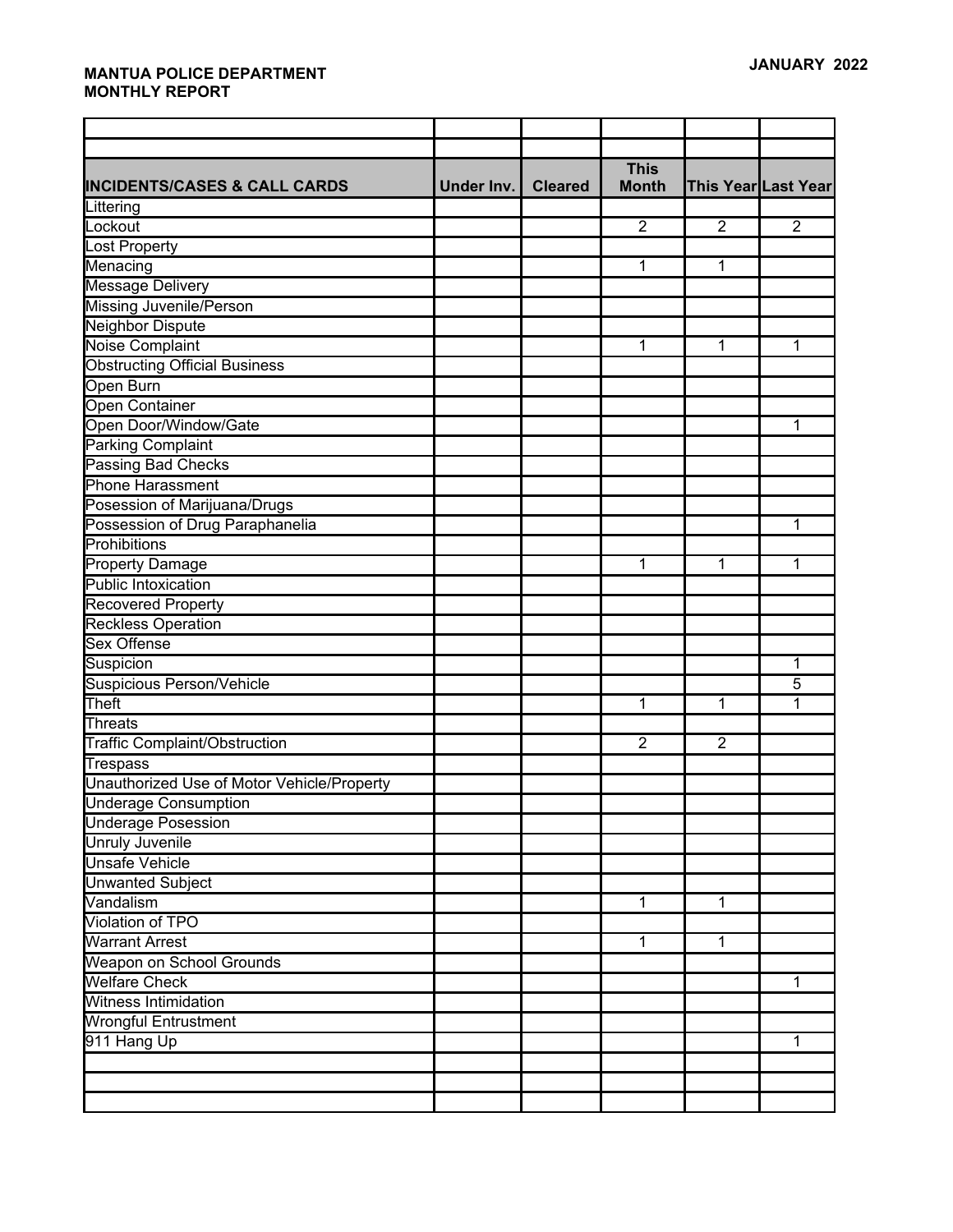**MANTUA POLICE DEPARTMENT**
**MONTHLY REPORT**

**JANUARY 2022**

| INCIDENTS/CASES & CALL CARDS | Under Inv. | Cleared | This Month | This Year | Last Year |
|---|---|---|---|---|---|
| Littering | | | | | |
| Lockout | | | 2 | 2 | 2 |
| Lost Property | | | | | |
| Menacing | | | 1 | 1 | |
| Message Delivery | | | | | |
| Missing Juvenile/Person | | | | | |
| Neighbor Dispute | | | | | |
| Noise Complaint | | | 1 | 1 | 1 |
| Obstructing Official Business | | | | | |
| Open Burn | | | | | |
| Open Container | | | | | |
| Open Door/Window/Gate | | | | | 1 |
| Parking Complaint | | | | | |
| Passing Bad Checks | | | | | |
| Phone Harassment | | | | | |
| Posession of Marijuana/Drugs | | | | | |
| Possession of Drug Paraphanelia | | | | | 1 |
| Prohibitions | | | | | |
| Property Damage | | | 1 | 1 | 1 |
| Public Intoxication | | | | | |
| Recovered Property | | | | | |
| Reckless Operation | | | | | |
| Sex Offense | | | | | |
| Suspicion | | | | | 1 |
| Suspicious Person/Vehicle | | | | | 5 |
| Theft | | | 1 | 1 | 1 |
| Threats | | | | | |
| Traffic Complaint/Obstruction | | | 2 | 2 | |
| Trespass | | | | | |
| Unauthorized Use of Motor Vehicle/Property | | | | | |
| Underage Consumption | | | | | |
| Underage Posession | | | | | |
| Unruly Juvenile | | | | | |
| Unsafe Vehicle | | | | | |
| Unwanted Subject | | | | | |
| Vandalism | | | 1 | 1 | |
| Violation of TPO | | | | | |
| Warrant Arrest | | | 1 | 1 | |
| Weapon on School Grounds | | | | | |
| Welfare Check | | | | | 1 |
| Witness Intimidation | | | | | |
| Wrongful Entrustment | | | | | |
| 911 Hang Up | | | | | 1 |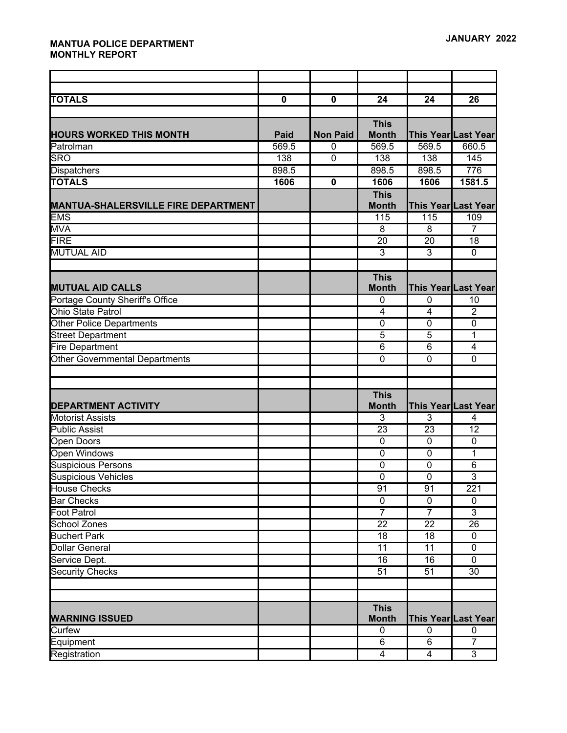**MANTUA POLICE DEPARTMENT**
**MONTHLY REPORT**

**JANUARY 2022**

| | | | | | |
|---|---|---|---|---|---|
| | | | | | |
| | | | | | |
| **TOTALS** | **0** | **0** | **24** | **24** | **26** |
| | | | | | |
| **HOURS WORKED THIS MONTH** | **Paid** | **Non Paid** | **This Month** | **This Year** | **Last Year** |
| Patrolman | 569.5 | 0 | 569.5 | 569.5 | 660.5 |
| SRO | 138 | 0 | 138 | 138 | 145 |
| Dispatchers | 898.5 | | 898.5 | 898.5 | 776 |
| **TOTALS** | **1606** | **0** | **1606** | **1606** | **1581.5** |
| **MANTUA-SHALERSVILLE FIRE DEPARTMENT** | | | **This Month** | **This Year** | **Last Year** |
| EMS | | | 115 | 115 | 109 |
| MVA | | | 8 | 8 | 7 |
| FIRE | | | 20 | 20 | 18 |
| MUTUAL AID | | | 3 | 3 | 0 |
| | | | | | |
| **MUTUAL AID CALLS** | | | **This Month** | **This Year** | **Last Year** |
| Portage County Sheriff's Office | | | 0 | 0 | 10 |
| Ohio State Patrol | | | 4 | 4 | 2 |
| Other Police Departments | | | 0 | 0 | 0 |
| Street Department | | | 5 | 5 | 1 |
| Fire Department | | | 6 | 6 | 4 |
| Other Governmental Departments | | | 0 | 0 | 0 |
| | | | | | |
| | | | | | |
| **DEPARTMENT ACTIVITY** | | | **This Month** | **This Year** | **Last Year** |
| Motorist Assists | | | 3 | 3 | 4 |
| Public Assist | | | 23 | 23 | 12 |
| Open Doors | | | 0 | 0 | 0 |
| Open Windows | | | 0 | 0 | 1 |
| Suspicious Persons | | | 0 | 0 | 6 |
| Suspicious Vehicles | | | 0 | 0 | 3 |
| House Checks | | | 91 | 91 | 221 |
| Bar Checks | | | 0 | 0 | 0 |
| Foot Patrol | | | 7 | 7 | 3 |
| School Zones | | | 22 | 22 | 26 |
| Buchert Park | | | 18 | 18 | 0 |
| Dollar General | | | 11 | 11 | 0 |
| Service Dept. | | | 16 | 16 | 0 |
| Security Checks | | | 51 | 51 | 30 |
| | | | | | |
| | | | | | |
| **WARNING ISSUED** | | | **This Month** | **This Year** | **Last Year** |
| Curfew | | | 0 | 0 | 0 |
| Equipment | | | 6 | 6 | 7 |
| Registration | | | 4 | 4 | 3 |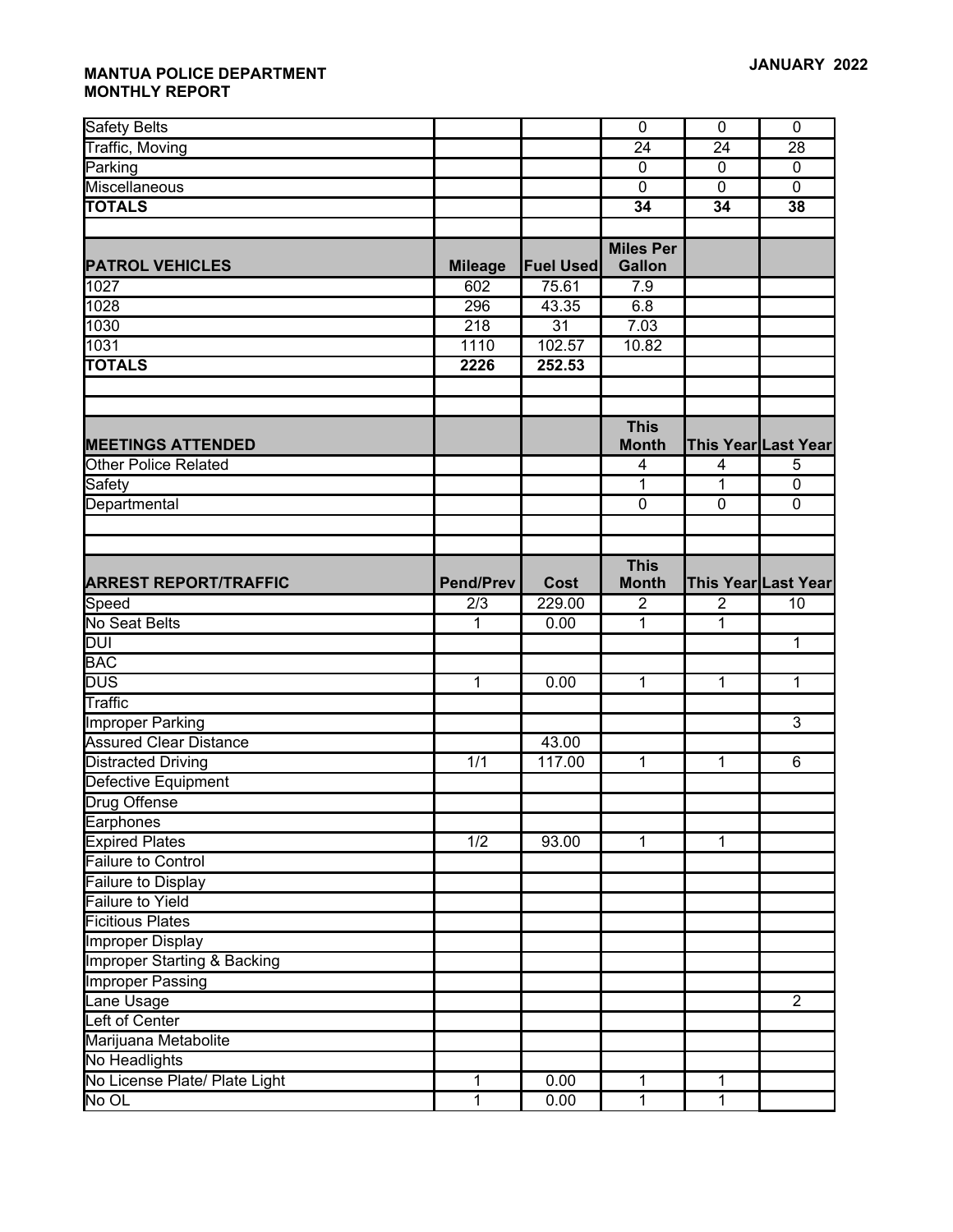**MANTUA POLICE DEPARTMENT**
**MONTHLY REPORT**

**JANUARY 2022**

| | | | | | |
|---|---|---|---|---|---|
| Safety Belts | | | 0 | 0 | 0 |
| Traffic, Moving | | | 24 | 24 | 28 |
| Parking | | | 0 | 0 | 0 |
| Miscellaneous | | | 0 | 0 | 0 |
| **TOTALS** | | | **34** | **34** | **38** |

| **PATROL VEHICLES** | **Mileage** | **Fuel Used** | **Miles Per Gallon** | | |
|---|---|---|---|---|---|
| 1027 | 602 | 75.61 | 7.9 | | |
| 1028 | 296 | 43.35 | 6.8 | | |
| 1030 | 218 | 31 | 7.03 | | |
| 1031 | 1110 | 102.57 | 10.82 | | |
| **TOTALS** | **2226** | **252.53** | | | |

| **MEETINGS ATTENDED** | | | **This Month** | **This Year** | **Last Year** |
|---|---|---|---|---|---|
| Other Police Related | | | 4 | 4 | 5 |
| Safety | | | 1 | 1 | 0 |
| Departmental | | | 0 | 0 | 0 |

| **ARREST REPORT/TRAFFIC** | **Pend/Prev** | **Cost** | **This Month** | **This Year** | **Last Year** |
|---|---|---|---|---|---|
| Speed | 2/3 | 229.00 | 2 | 2 | 10 |
| No Seat Belts | 1 | 0.00 | 1 | 1 | |
| DUI | | | | | 1 |
| BAC | | | | | |
| DUS | 1 | 0.00 | 1 | 1 | 1 |
| Traffic | | | | | |
| Improper Parking | | | | | 3 |
| Assured Clear Distance | | 43.00 | | | |
| Distracted Driving | 1/1 | 117.00 | 1 | 1 | 6 |
| Defective Equipment | | | | | |
| Drug Offense | | | | | |
| Earphones | | | | | |
| Expired Plates | 1/2 | 93.00 | 1 | 1 | |
| Failure to Control | | | | | |
| Failure to Display | | | | | |
| Failure to Yield | | | | | |
| Ficitious Plates | | | | | |
| Improper Display | | | | | |
| Improper Starting & Backing | | | | | |
| Improper Passing | | | | | |
| Lane Usage | | | | | 2 |
| Left of Center | | | | | |
| Marijuana Metabolite | | | | | |
| No Headlights | | | | | |
| No License Plate/ Plate Light | 1 | 0.00 | 1 | 1 | |
| No OL | 1 | 0.00 | 1 | 1 | |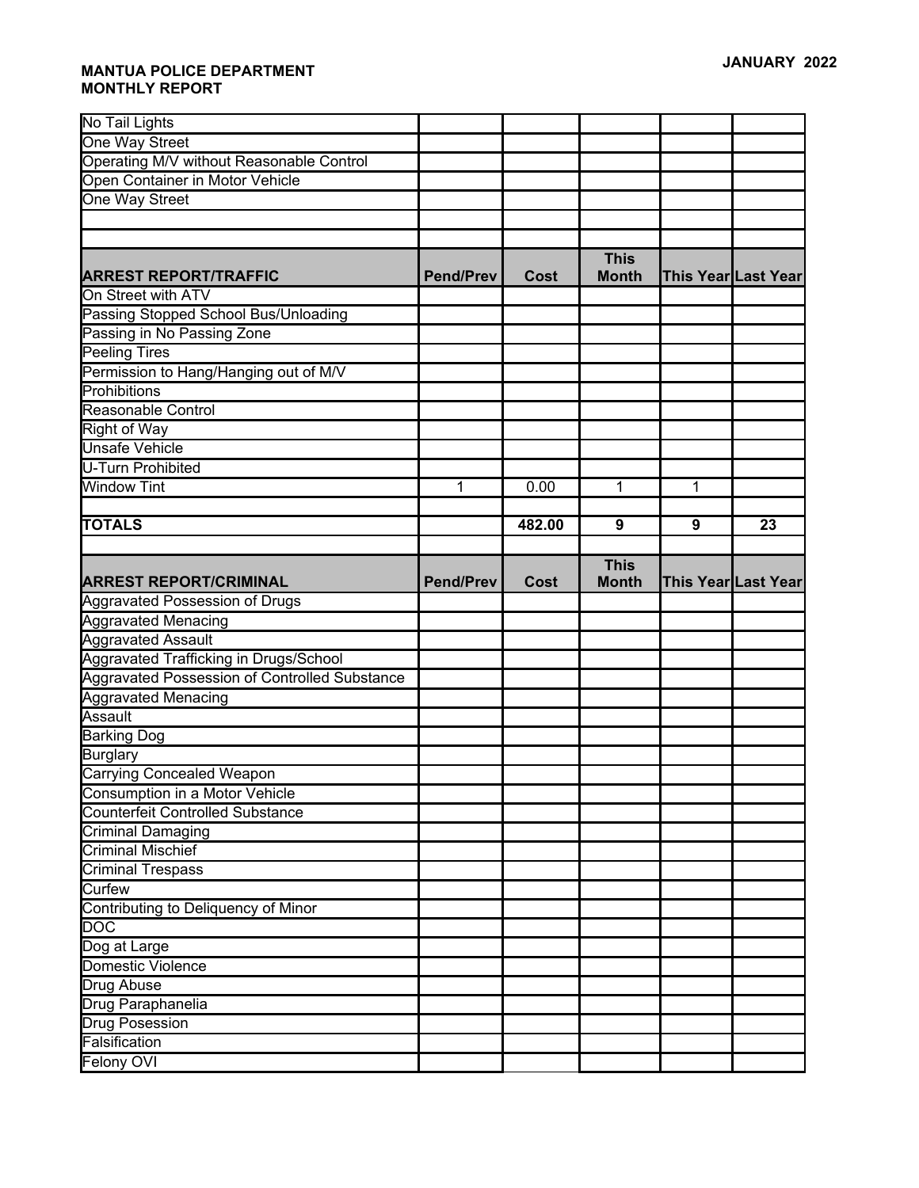**MANTUA POLICE DEPARTMENT**
**MONTHLY REPORT**

**JANUARY 2022**

| | | | | | |
|---|---|---|---|---|---|
| No Tail Lights | | | | | |
| One Way Street | | | | | |
| Operating M/V without Reasonable Control | | | | | |
| Open Container in Motor Vehicle | | | | | |
| One Way Street | | | | | |
| | | | | | |
| | | | | | |

| ARREST REPORT/TRAFFIC | Pend/Prev | Cost | This Month | This Year | Last Year |
|---|---|---|---|---|---|
| On Street with ATV | | | | | |
| Passing Stopped School Bus/Unloading | | | | | |
| Passing in No Passing Zone | | | | | |
| Peeling Tires | | | | | |
| Permission to Hang/Hanging out of M/V | | | | | |
| Prohibitions | | | | | |
| Reasonable Control | | | | | |
| Right of Way | | | | | |
| Unsafe Vehicle | | | | | |
| U-Turn Prohibited | | | | | |
| Window Tint | 1 | 0.00 | 1 | 1 | |
| | | | | | |
| **TOTALS** | | **482.00** | **9** | **9** | **23** |
| | | | | | |

| ARREST REPORT/CRIMINAL | Pend/Prev | Cost | This Month | This Year | Last Year |
|---|---|---|---|---|---|
| Aggravated Possession of Drugs | | | | | |
| Aggravated Menacing | | | | | |
| Aggravated Assault | | | | | |
| Aggravated Trafficking in Drugs/School | | | | | |
| Aggravated Possession of Controlled Substance | | | | | |
| Aggravated Menacing | | | | | |
| Assault | | | | | |
| Barking Dog | | | | | |
| Burglary | | | | | |
| Carrying Concealed Weapon | | | | | |
| Consumption in a Motor Vehicle | | | | | |
| Counterfeit Controlled Substance | | | | | |
| Criminal Damaging | | | | | |
| Criminal Mischief | | | | | |
| Criminal Trespass | | | | | |
| Curfew | | | | | |
| Contributing to Deliquency of Minor | | | | | |
| DOC | | | | | |
| Dog at Large | | | | | |
| Domestic Violence | | | | | |
| Drug Abuse | | | | | |
| Drug Paraphanelia | | | | | |
| Drug Posession | | | | | |
| Falsification | | | | | |
| Felony OVI | | | | | |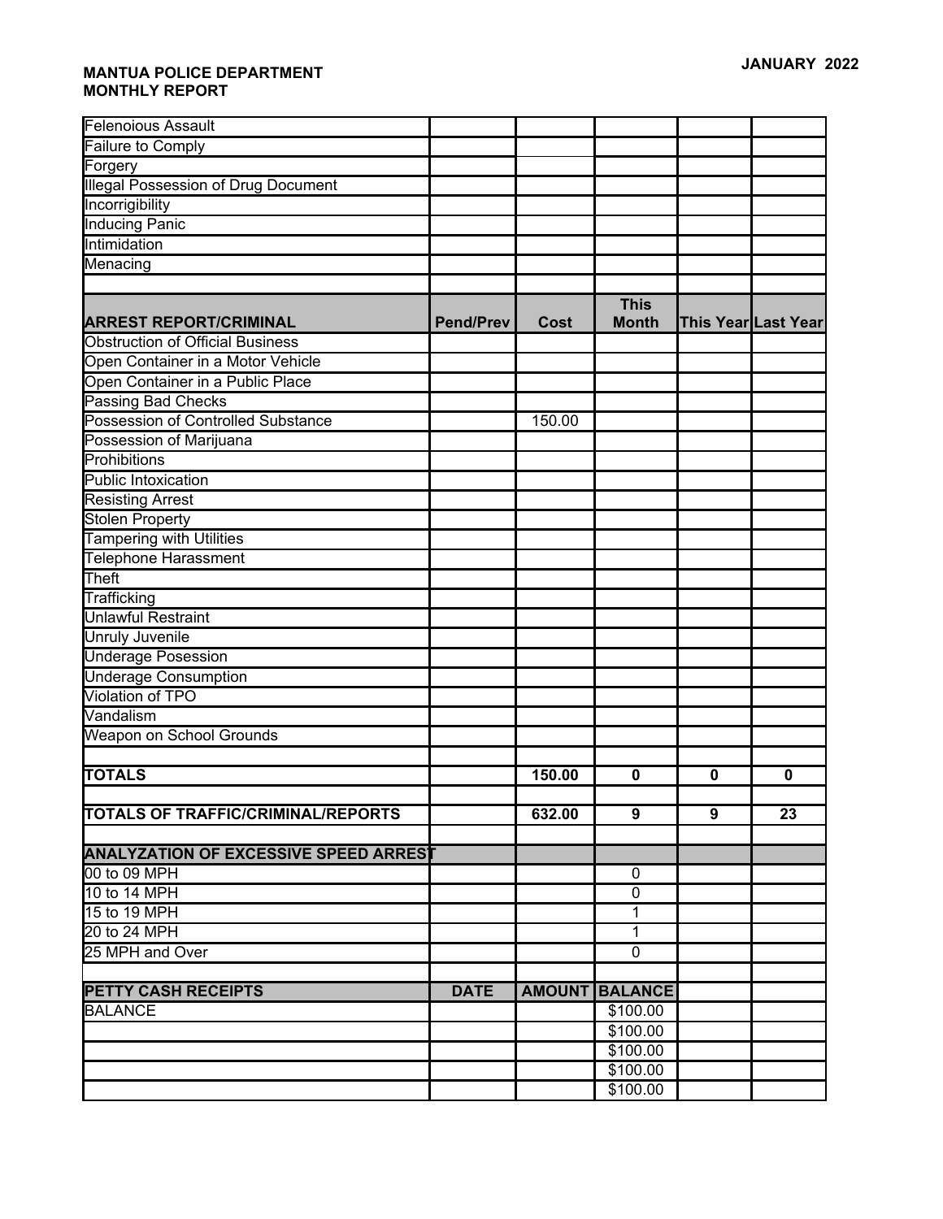**MANTUA POLICE DEPARTMENT**
**MONTHLY REPORT**

**JANUARY 2022**

| | | | | | |
|---|---|---|---|---|---|
| Felenoious Assault | | | | | |
| Failure to Comply | | | | | |
| Forgery | | | | | |
| Illegal Possession of Drug Document | | | | | |
| Incorrigibility | | | | | |
| Inducing Panic | | | | | |
| Intimidation | | | | | |
| Menacing | | | | | |
| | | | | | |
| **ARREST REPORT/CRIMINAL** | **Pend/Prev** | **Cost** | **This Month** | **This Year** | **Last Year** |
| Obstruction of Official Business | | | | | |
| Open Container in a Motor Vehicle | | | | | |
| Open Container in a Public Place | | | | | |
| Passing Bad Checks | | | | | |
| Possession of Controlled Substance | | 150.00 | | | |
| Possession of Marijuana | | | | | |
| Prohibitions | | | | | |
| Public Intoxication | | | | | |
| Resisting Arrest | | | | | |
| Stolen Property | | | | | |
| Tampering with Utilities | | | | | |
| Telephone Harassment | | | | | |
| Theft | | | | | |
| Trafficking | | | | | |
| Unlawful Restraint | | | | | |
| Unruly Juvenile | | | | | |
| Underage Posession | | | | | |
| Underage Consumption | | | | | |
| Violation of TPO | | | | | |
| Vandalism | | | | | |
| Weapon on School Grounds | | | | | |
| | | | | | |
| **TOTALS** | | **150.00** | **0** | **0** | **0** |
| | | | | | |
| **TOTALS OF TRAFFIC/CRIMINAL/REPORTS** | | **632.00** | **9** | **9** | **23** |
| | | | | | |
| **ANALYZATION OF EXCESSIVE SPEED ARREST** | | | | | |
| 00 to 09 MPH | | | 0 | | |
| 10 to 14 MPH | | | 0 | | |
| 15 to 19 MPH | | | 1 | | |
| 20 to 24 MPH | | | 1 | | |
| 25 MPH and Over | | | 0 | | |
| | | | | | |
| **PETTY CASH RECEIPTS** | **DATE** | **AMOUNT** | **BALANCE** | | |
| BALANCE | | | $100.00 | | |
| | | | $100.00 | | |
| | | | $100.00 | | |
| | | | $100.00 | | |
| | | | $100.00 | | |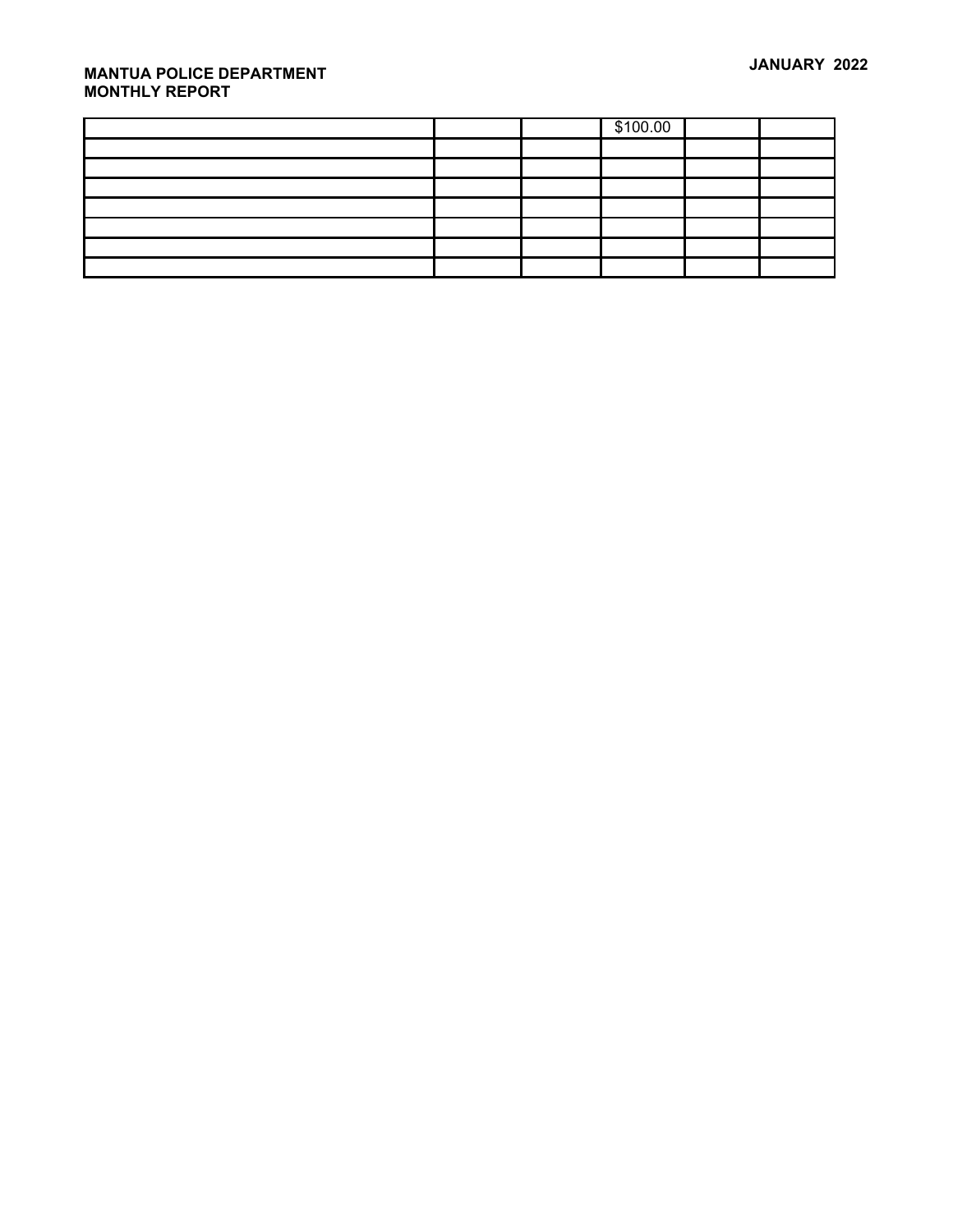**MANTUA POLICE DEPARTMENT**
**MONTHLY REPORT**

**JANUARY 2022**

| | | | | | |
|---|---|---|---|---|---|
| | | | $100.00 | | |
| | | | | | |
| | | | | | |
| | | | | | |
| | | | | | |
| | | | | | |
| | | | | | |
| | | | | | |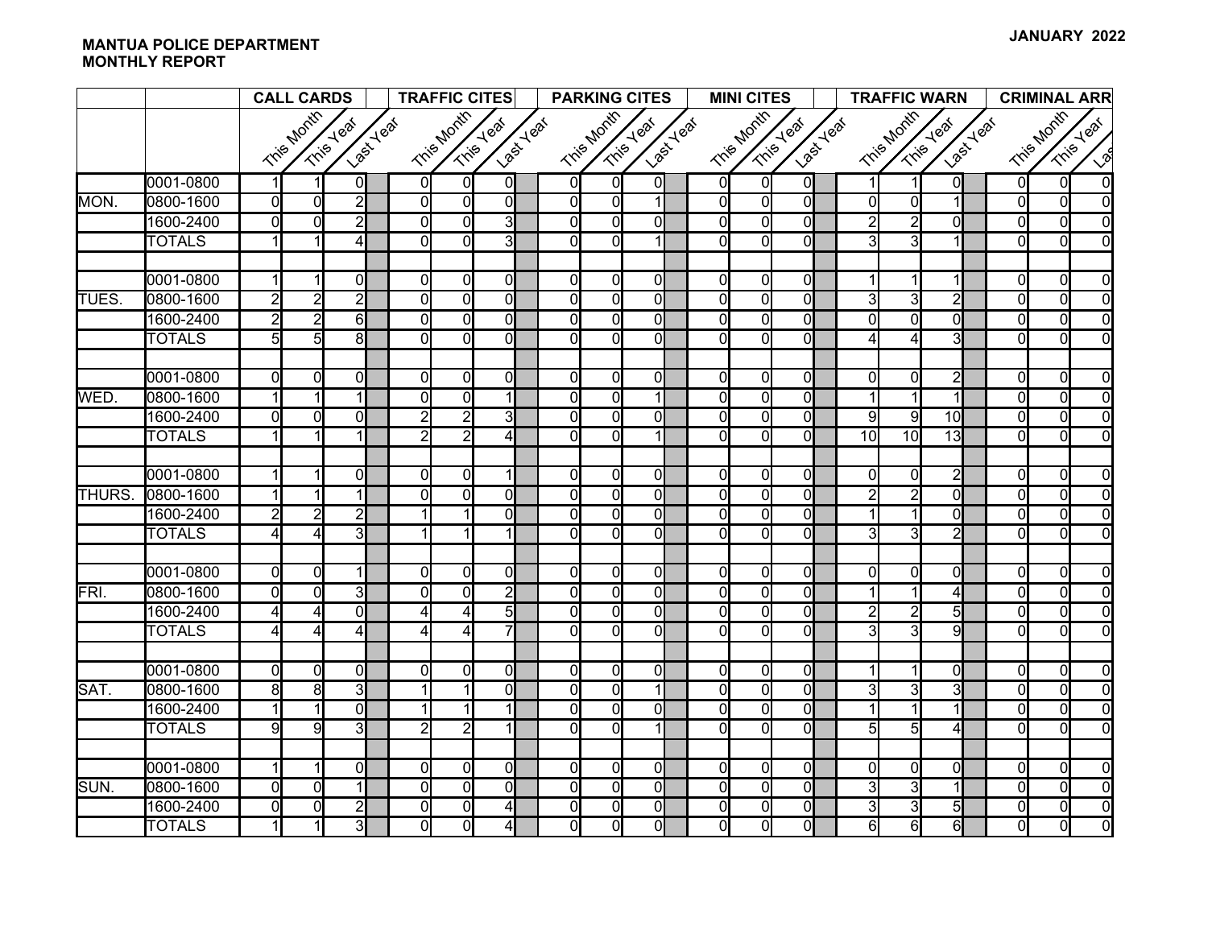**MANTUA POLICE DEPARTMENT**
**MONTHLY REPORT**

**JANUARY 2022**

| | | CALL CARDS | | | TRAFFIC CITES | | | PARKING CITES | | | MINI CITES | | | TRAFFIC WARN | | | CRIMINAL ARR | | |
|---|---|---|---|---|---|---|---|---|---|---|---|---|---|---|---|---|---|---|---|
| | | This Month | This Year | Last Year | This Month | This Year | Last Year | This Month | This Year | Last Year | This Month | This Year | Last Year | This Month | This Year | Last Year | This Month | This Year | Las |
| | 0001-0800 | 1 | 1 | 0 | 0 | 0 | 0 | 0 | 0 | 0 | 0 | 0 | 0 | 1 | 1 | 0 | 0 | 0 | 0 |
| MON. | 0800-1600 | 0 | 0 | 2 | 0 | 0 | 0 | 0 | 0 | 1 | 0 | 0 | 0 | 0 | 0 | 1 | 0 | 0 | 0 |
| | 1600-2400 | 0 | 0 | 2 | 0 | 0 | 3 | 0 | 0 | 0 | 0 | 0 | 0 | 2 | 2 | 0 | 0 | 0 | 0 |
| | TOTALS | 1 | 1 | 4 | 0 | 0 | 3 | 0 | 0 | 1 | 0 | 0 | 0 | 3 | 3 | 1 | 0 | 0 | 0 |
| | | | | | | | | | | | | | | | | | | | |
| | 0001-0800 | 1 | 1 | 0 | 0 | 0 | 0 | 0 | 0 | 0 | 0 | 0 | 0 | 1 | 1 | 1 | 0 | 0 | 0 |
| TUES. | 0800-1600 | 2 | 2 | 2 | 0 | 0 | 0 | 0 | 0 | 0 | 0 | 0 | 0 | 3 | 3 | 2 | 0 | 0 | 0 |
| | 1600-2400 | 2 | 2 | 6 | 0 | 0 | 0 | 0 | 0 | 0 | 0 | 0 | 0 | 0 | 0 | 0 | 0 | 0 | 0 |
| | TOTALS | 5 | 5 | 8 | 0 | 0 | 0 | 0 | 0 | 0 | 0 | 0 | 0 | 4 | 4 | 3 | 0 | 0 | 0 |
| | | | | | | | | | | | | | | | | | | | |
| | 0001-0800 | 0 | 0 | 0 | 0 | 0 | 0 | 0 | 0 | 0 | 0 | 0 | 0 | 0 | 0 | 2 | 0 | 0 | 0 |
| WED. | 0800-1600 | 1 | 1 | 1 | 0 | 0 | 1 | 0 | 0 | 1 | 0 | 0 | 0 | 1 | 1 | 1 | 0 | 0 | 0 |
| | 1600-2400 | 0 | 0 | 0 | 2 | 2 | 3 | 0 | 0 | 0 | 0 | 0 | 0 | 9 | 9 | 10 | 0 | 0 | 0 |
| | TOTALS | 1 | 1 | 1 | 2 | 2 | 4 | 0 | 0 | 1 | 0 | 0 | 0 | 10 | 10 | 13 | 0 | 0 | 0 |
| | | | | | | | | | | | | | | | | | | | |
| | 0001-0800 | 1 | 1 | 0 | 0 | 0 | 1 | 0 | 0 | 0 | 0 | 0 | 0 | 0 | 0 | 2 | 0 | 0 | 0 |
| THURS. | 0800-1600 | 1 | 1 | 1 | 0 | 0 | 0 | 0 | 0 | 0 | 0 | 0 | 0 | 2 | 2 | 0 | 0 | 0 | 0 |
| | 1600-2400 | 2 | 2 | 2 | 1 | 1 | 0 | 0 | 0 | 0 | 0 | 0 | 0 | 1 | 1 | 0 | 0 | 0 | 0 |
| | TOTALS | 4 | 4 | 3 | 1 | 1 | 1 | 0 | 0 | 0 | 0 | 0 | 0 | 3 | 3 | 2 | 0 | 0 | 0 |
| | | | | | | | | | | | | | | | | | | | |
| | 0001-0800 | 0 | 0 | 1 | 0 | 0 | 0 | 0 | 0 | 0 | 0 | 0 | 0 | 0 | 0 | 0 | 0 | 0 | 0 |
| FRI. | 0800-1600 | 0 | 0 | 3 | 0 | 0 | 2 | 0 | 0 | 0 | 0 | 0 | 0 | 1 | 1 | 4 | 0 | 0 | 0 |
| | 1600-2400 | 4 | 4 | 0 | 4 | 4 | 5 | 0 | 0 | 0 | 0 | 0 | 0 | 2 | 2 | 5 | 0 | 0 | 0 |
| | TOTALS | 4 | 4 | 4 | 4 | 4 | 7 | 0 | 0 | 0 | 0 | 0 | 0 | 3 | 3 | 9 | 0 | 0 | 0 |
| | | | | | | | | | | | | | | | | | | | |
| | 0001-0800 | 0 | 0 | 0 | 0 | 0 | 0 | 0 | 0 | 0 | 0 | 0 | 0 | 1 | 1 | 0 | 0 | 0 | 0 |
| SAT. | 0800-1600 | 8 | 8 | 3 | 1 | 1 | 0 | 0 | 0 | 1 | 0 | 0 | 0 | 3 | 3 | 3 | 0 | 0 | 0 |
| | 1600-2400 | 1 | 1 | 0 | 1 | 1 | 1 | 0 | 0 | 0 | 0 | 0 | 0 | 1 | 1 | 1 | 0 | 0 | 0 |
| | TOTALS | 9 | 9 | 3 | 2 | 2 | 1 | 0 | 0 | 1 | 0 | 0 | 0 | 5 | 5 | 4 | 0 | 0 | 0 |
| | | | | | | | | | | | | | | | | | | | |
| | 0001-0800 | 1 | 1 | 0 | 0 | 0 | 0 | 0 | 0 | 0 | 0 | 0 | 0 | 0 | 0 | 0 | 0 | 0 | 0 |
| SUN. | 0800-1600 | 0 | 0 | 1 | 0 | 0 | 0 | 0 | 0 | 0 | 0 | 0 | 0 | 3 | 3 | 1 | 0 | 0 | 0 |
| | 1600-2400 | 0 | 0 | 2 | 0 | 0 | 4 | 0 | 0 | 0 | 0 | 0 | 0 | 3 | 3 | 5 | 0 | 0 | 0 |
| | TOTALS | 1 | 1 | 3 | 0 | 0 | 4 | 0 | 0 | 0 | 0 | 0 | 0 | 6 | 6 | 6 | 0 | 0 | 0 |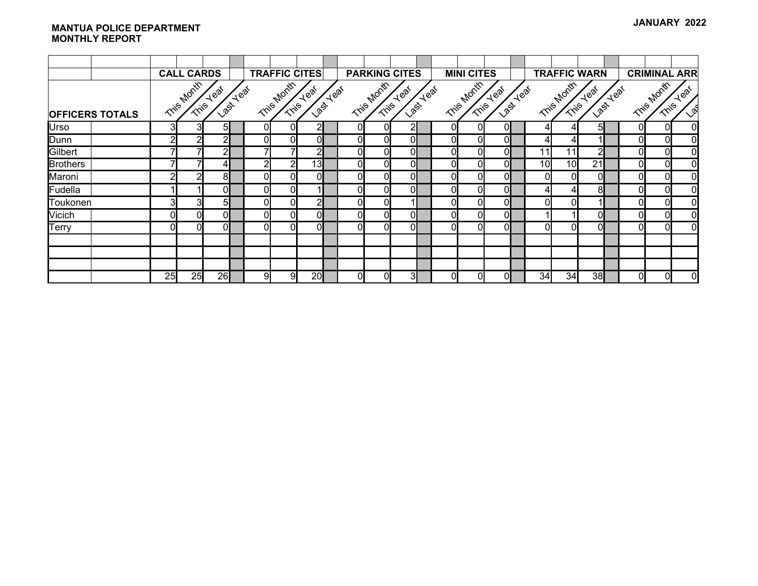**MANTUA POLICE DEPARTMENT**
**MONTHLY REPORT**

**JANUARY 2022**

| OFFICERS TOTALS | | CALL CARDS | | | | TRAFFIC CITES | | | | PARKING CITES | | | | MINI CITES | | | | TRAFFIC WARN | | | | CRIMINAL ARR | | |
|---|---|---|---|---|---|---|---|---|---|---|---|---|---|---|---|---|---|---|---|---|---|---|---|---|
| | | This Month | This Year | Last Year | | This Month | This Year | Last Year | | This Month | This Year | Last Year | | This Month | This Year | Last Year | | This Month | This Year | Last Year | | This Month | This Year | Las |
| Urso | | 3 | 3 | 5 | | 0 | 0 | 2 | | 0 | 0 | 2 | | 0 | 0 | 0 | | 4 | 4 | 5 | | 0 | 0 | 0 |
| Dunn | | 2 | 2 | 2 | | 0 | 0 | 0 | | 0 | 0 | 0 | | 0 | 0 | 0 | | 4 | 4 | 1 | | 0 | 0 | 0 |
| Gilbert | | 7 | 7 | 2 | | 7 | 7 | 2 | | 0 | 0 | 0 | | 0 | 0 | 0 | | 11 | 11 | 2 | | 0 | 0 | 0 |
| Brothers | | 7 | 7 | 4 | | 2 | 2 | 13 | | 0 | 0 | 0 | | 0 | 0 | 0 | | 10 | 10 | 21 | | 0 | 0 | 0 |
| Maroni | | 2 | 2 | 8 | | 0 | 0 | 0 | | 0 | 0 | 0 | | 0 | 0 | 0 | | 0 | 0 | 0 | | 0 | 0 | 0 |
| Fudella | | 1 | 1 | 0 | | 0 | 0 | 1 | | 0 | 0 | 0 | | 0 | 0 | 0 | | 4 | 4 | 8 | | 0 | 0 | 0 |
| Toukonen | | 3 | 3 | 5 | | 0 | 0 | 2 | | 0 | 0 | 1 | | 0 | 0 | 0 | | 0 | 0 | 1 | | 0 | 0 | 0 |
| Vicich | | 0 | 0 | 0 | | 0 | 0 | 0 | | 0 | 0 | 0 | | 0 | 0 | 0 | | 1 | 1 | 0 | | 0 | 0 | 0 |
| Terry | | 0 | 0 | 0 | | 0 | 0 | 0 | | 0 | 0 | 0 | | 0 | 0 | 0 | | 0 | 0 | 0 | | 0 | 0 | 0 |
| | | | | | | | | | | | | | | | | | | | | | | | | |
| | | | | | | | | | | | | | | | | | | | | | | | | |
| | | | | | | | | | | | | | | | | | | | | | | | | |
| | | 25 | 25 | 26 | | 9 | 9 | 20 | | 0 | 0 | 3 | | 0 | 0 | 0 | | 34 | 34 | 38 | | 0 | 0 | 0 |